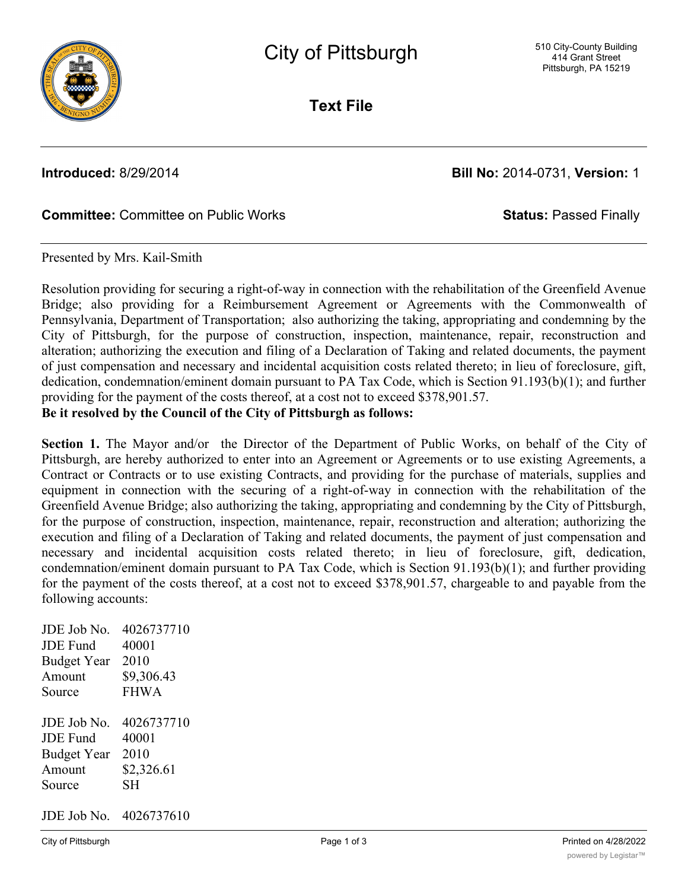# City of Pittsburgh

510 City-County Building
414 Grant Street
Pittsburgh, PA 15219

## Text File

**Introduced:** 8/29/2014 **Bill No:** 2014-0731, **Version:** 1

**Committee:** Committee on Public Works **Status:** Passed Finally

Presented by Mrs. Kail-Smith

Resolution providing for securing a right-of-way in connection with the rehabilitation of the Greenfield Avenue Bridge; also providing for a Reimbursement Agreement or Agreements with the Commonwealth of Pennsylvania, Department of Transportation; also authorizing the taking, appropriating and condemning by the City of Pittsburgh, for the purpose of construction, inspection, maintenance, repair, reconstruction and alteration; authorizing the execution and filing of a Declaration of Taking and related documents, the payment of just compensation and necessary and incidental acquisition costs related thereto; in lieu of foreclosure, gift, dedication, condemnation/eminent domain pursuant to PA Tax Code, which is Section 91.193(b)(1); and further providing for the payment of the costs thereof, at a cost not to exceed $378,901.57.

**Be it resolved by the Council of the City of Pittsburgh as follows:**

**Section 1.** The Mayor and/or the Director of the Department of Public Works, on behalf of the City of Pittsburgh, are hereby authorized to enter into an Agreement or Agreements or to use existing Agreements, a Contract or Contracts or to use existing Contracts, and providing for the purchase of materials, supplies and equipment in connection with the securing of a right-of-way in connection with the rehabilitation of the Greenfield Avenue Bridge; also authorizing the taking, appropriating and condemning by the City of Pittsburgh, for the purpose of construction, inspection, maintenance, repair, reconstruction and alteration; authorizing the execution and filing of a Declaration of Taking and related documents, the payment of just compensation and necessary and incidental acquisition costs related thereto; in lieu of foreclosure, gift, dedication, condemnation/eminent domain pursuant to PA Tax Code, which is Section 91.193(b)(1); and further providing for the payment of the costs thereof, at a cost not to exceed $378,901.57, chargeable to and payable from the following accounts:

JDE Job No. 4026737710
JDE Fund 40001
Budget Year 2010
Amount $9,306.43
Source FHWA

JDE Job No. 4026737710
JDE Fund 40001
Budget Year 2010
Amount $2,326.61
Source SH

JDE Job No. 4026737610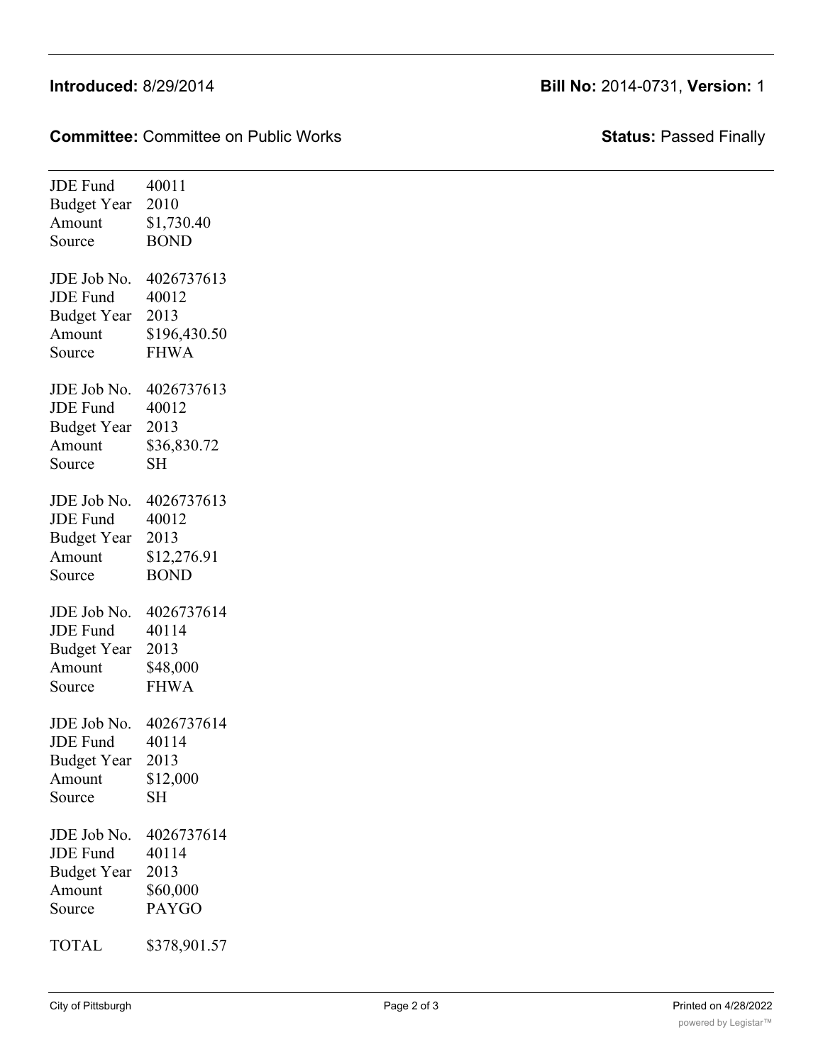JDE Fund 40011
Budget Year 2010
Amount $1,730.40
Source BOND

JDE Job No. 4026737613
JDE Fund 40012
Budget Year 2013
Amount $196,430.50
Source FHWA

JDE Job No. 4026737613
JDE Fund 40012
Budget Year 2013
Amount $36,830.72
Source SH

JDE Job No. 4026737613
JDE Fund 40012
Budget Year 2013
Amount $12,276.91
Source BOND

JDE Job No. 4026737614
JDE Fund 40114
Budget Year 2013
Amount $48,000
Source FHWA

JDE Job No. 4026737614
JDE Fund 40114
Budget Year 2013
Amount $12,000
Source SH

JDE Job No. 4026737614
JDE Fund 40114
Budget Year 2013
Amount $60,000
Source PAYGO

TOTAL $378,901.57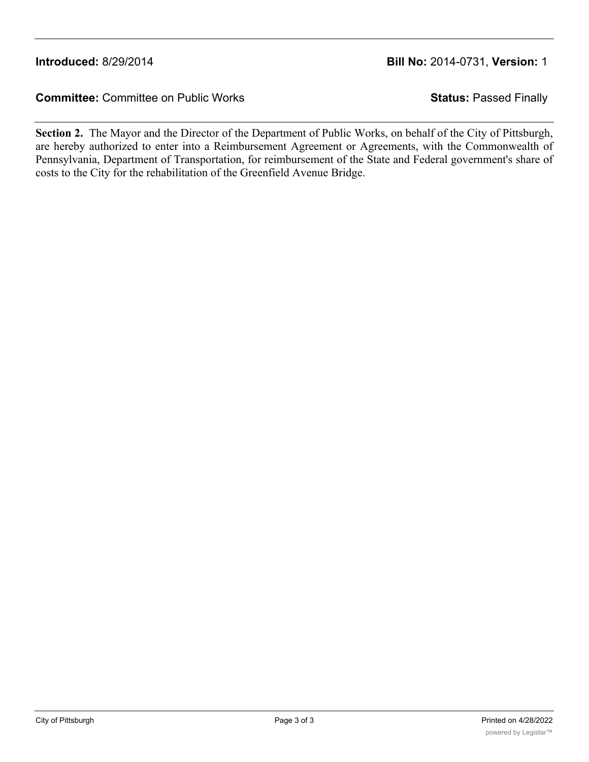**Introduced:** 8/29/2014 **Bill No:** 2014-0731, **Version:** 1

**Committee:** Committee on Public Works **Status:** Passed Finally

**Section 2.** The Mayor and the Director of the Department of Public Works, on behalf of the City of Pittsburgh, are hereby authorized to enter into a Reimbursement Agreement or Agreements, with the Commonwealth of Pennsylvania, Department of Transportation, for reimbursement of the State and Federal government's share of costs to the City for the rehabilitation of the Greenfield Avenue Bridge.